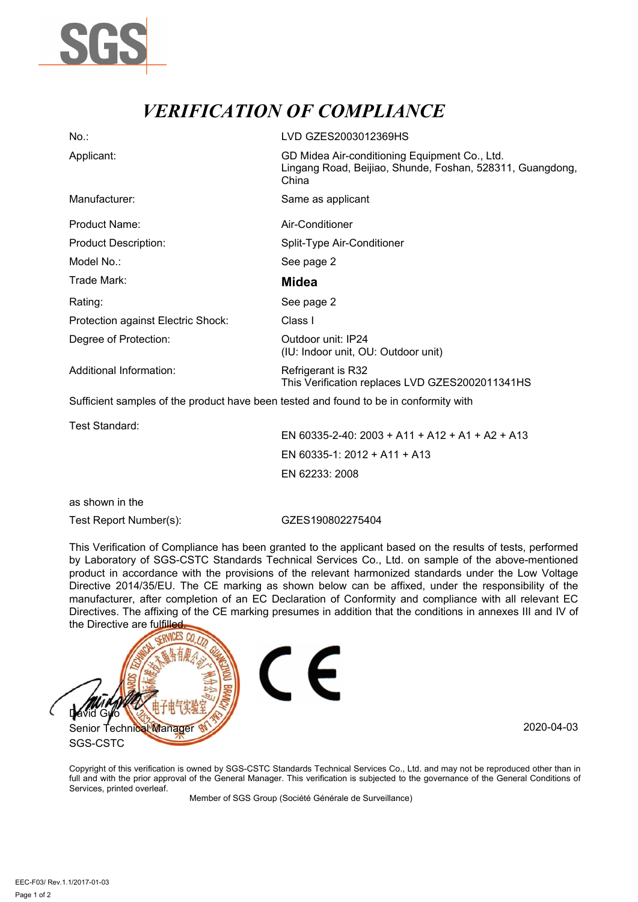SGS

# *VERIFICATION OF COMPLIANCE*

| | |
|---|---|
| No.: | LVD GZES2003012369HS |
| Applicant: | GD Midea Air-conditioning Equipment Co., Ltd.<br>Lingang Road, Beijiao, Shunde, Foshan, 528311, Guangdong, China |
| Manufacturer: | Same as applicant |
| Product Name: | Air-Conditioner |
| Product Description: | Split-Type Air-Conditioner |
| Model No.: | See page 2 |
| Trade Mark: | **Midea** |
| Rating: | See page 2 |
| Protection against Electric Shock: | Class I |
| Degree of Protection: | Outdoor unit: IP24<br>(IU: Indoor unit, OU: Outdoor unit) |
| Additional Information: | Refrigerant is R32<br>This Verification replaces LVD GZES2002011341HS |

Sufficient samples of the product have been tested and found to be in conformity with

| | |
|---|---|
| Test Standard: | EN 60335-2-40: 2003 + A11 + A12 + A1 + A2 + A13<br>EN 60335-1: 2012 + A11 + A13<br>EN 62233: 2008 |

as shown in the

| | |
|---|---|
| Test Report Number(s): | GZES190802275404 |

This Verification of Compliance has been granted to the applicant based on the results of tests, performed by Laboratory of SGS-CSTC Standards Technical Services Co., Ltd. on sample of the above-mentioned product in accordance with the provisions of the relevant harmonized standards under the Low Voltage Directive 2014/35/EU. The CE marking as shown below can be affixed, under the responsibility of the manufacturer, after completion of an EC Declaration of Conformity and compliance with all relevant EC Directives. The affixing of the CE marking presumes in addition that the conditions in annexes III and IV of the Directive are fulfilled.

CE

David Guo
Senior Technical Manager
SGS-CSTC

2020-04-03

Copyright of this verification is owned by SGS-CSTC Standards Technical Services Co., Ltd. and may not be reproduced other than in full and with the prior approval of the General Manager. This verification is subjected to the governance of the General Conditions of Services, printed overleaf.

Member of SGS Group (Société Générale de Surveillance)

EEC-F03/ Rev.1.1/2017-01-03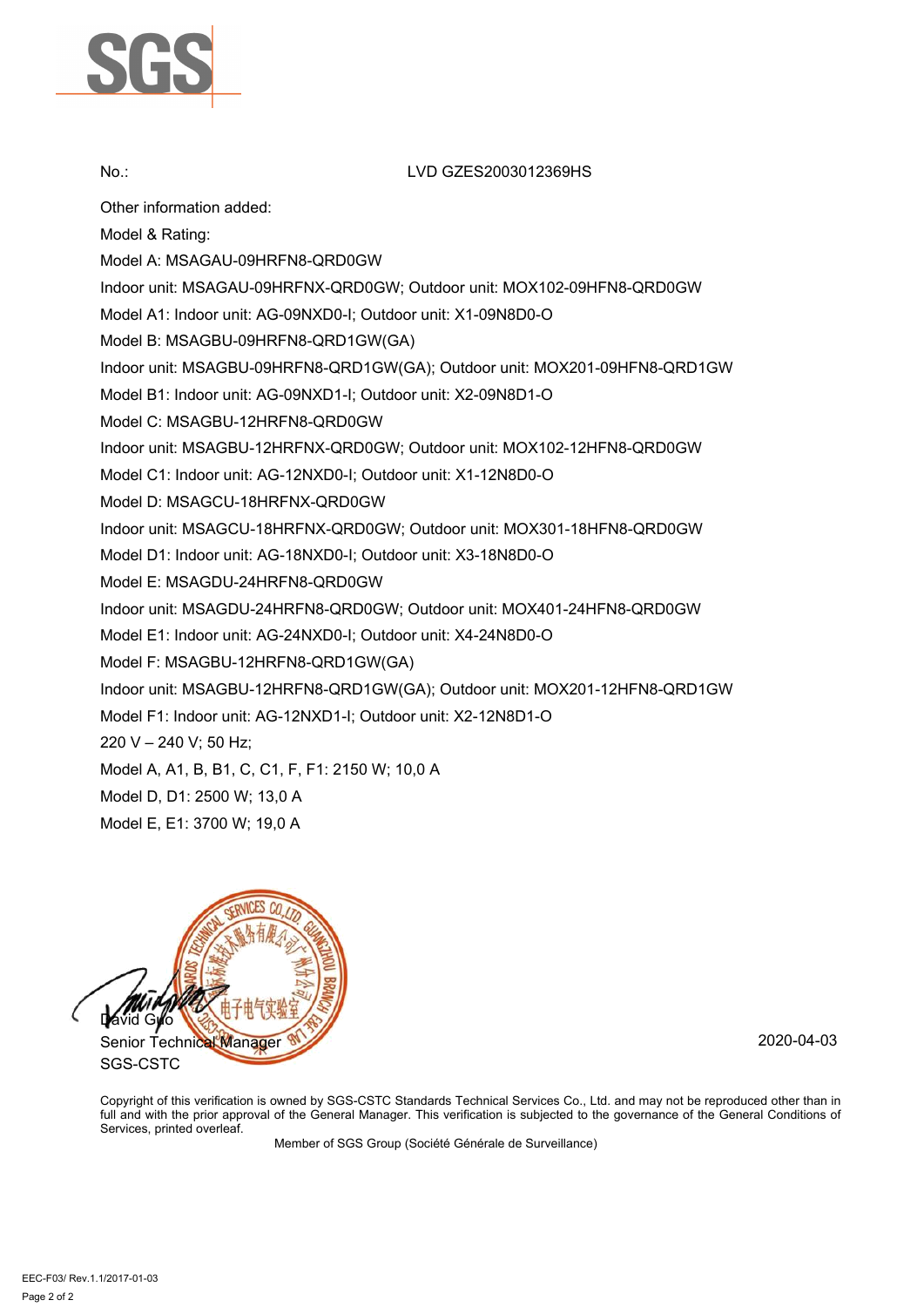No.: LVD GZES2003012369HS

Other information added:

Model & Rating:

Model A: MSAGAU-09HRFN8-QRD0GW

Indoor unit: MSAGAU-09HRFNX-QRD0GW; Outdoor unit: MOX102-09HFN8-QRD0GW

Model A1: Indoor unit: AG-09NXD0-I; Outdoor unit: X1-09N8D0-O

Model B: MSAGBU-09HRFN8-QRD1GW(GA)

Indoor unit: MSAGBU-09HRFN8-QRD1GW(GA); Outdoor unit: MOX201-09HFN8-QRD1GW

Model B1: Indoor unit: AG-09NXD1-I; Outdoor unit: X2-09N8D1-O

Model C: MSAGBU-12HRFN8-QRD0GW

Indoor unit: MSAGBU-12HRFNX-QRD0GW; Outdoor unit: MOX102-12HFN8-QRD0GW

Model C1: Indoor unit: AG-12NXD0-I; Outdoor unit: X1-12N8D0-O

Model D: MSAGCU-18HRFNX-QRD0GW

Indoor unit: MSAGCU-18HRFNX-QRD0GW; Outdoor unit: MOX301-18HFN8-QRD0GW

Model D1: Indoor unit: AG-18NXD0-I; Outdoor unit: X3-18N8D0-O

Model E: MSAGDU-24HRFN8-QRD0GW

Indoor unit: MSAGDU-24HRFN8-QRD0GW; Outdoor unit: MOX401-24HFN8-QRD0GW

Model E1: Indoor unit: AG-24NXD0-I; Outdoor unit: X4-24N8D0-O

Model F: MSAGBU-12HRFN8-QRD1GW(GA)

Indoor unit: MSAGBU-12HRFN8-QRD1GW(GA); Outdoor unit: MOX201-12HFN8-QRD1GW

Model F1: Indoor unit: AG-12NXD1-I; Outdoor unit: X2-12N8D1-O

220 V – 240 V; 50 Hz;

Model A, A1, B, B1, C, C1, F, F1: 2150 W; 10,0 A

Model D, D1: 2500 W; 13,0 A

Model E, E1: 3700 W; 19,0 A

David Guo
Senior Technical Manager
SGS-CSTC

2020-04-03

Copyright of this verification is owned by SGS-CSTC Standards Technical Services Co., Ltd. and may not be reproduced other than in full and with the prior approval of the General Manager. This verification is subjected to the governance of the General Conditions of Services, printed overleaf.

Member of SGS Group (Société Générale de Surveillance)

EEC-F03/ Rev.1.1/2017-01-03